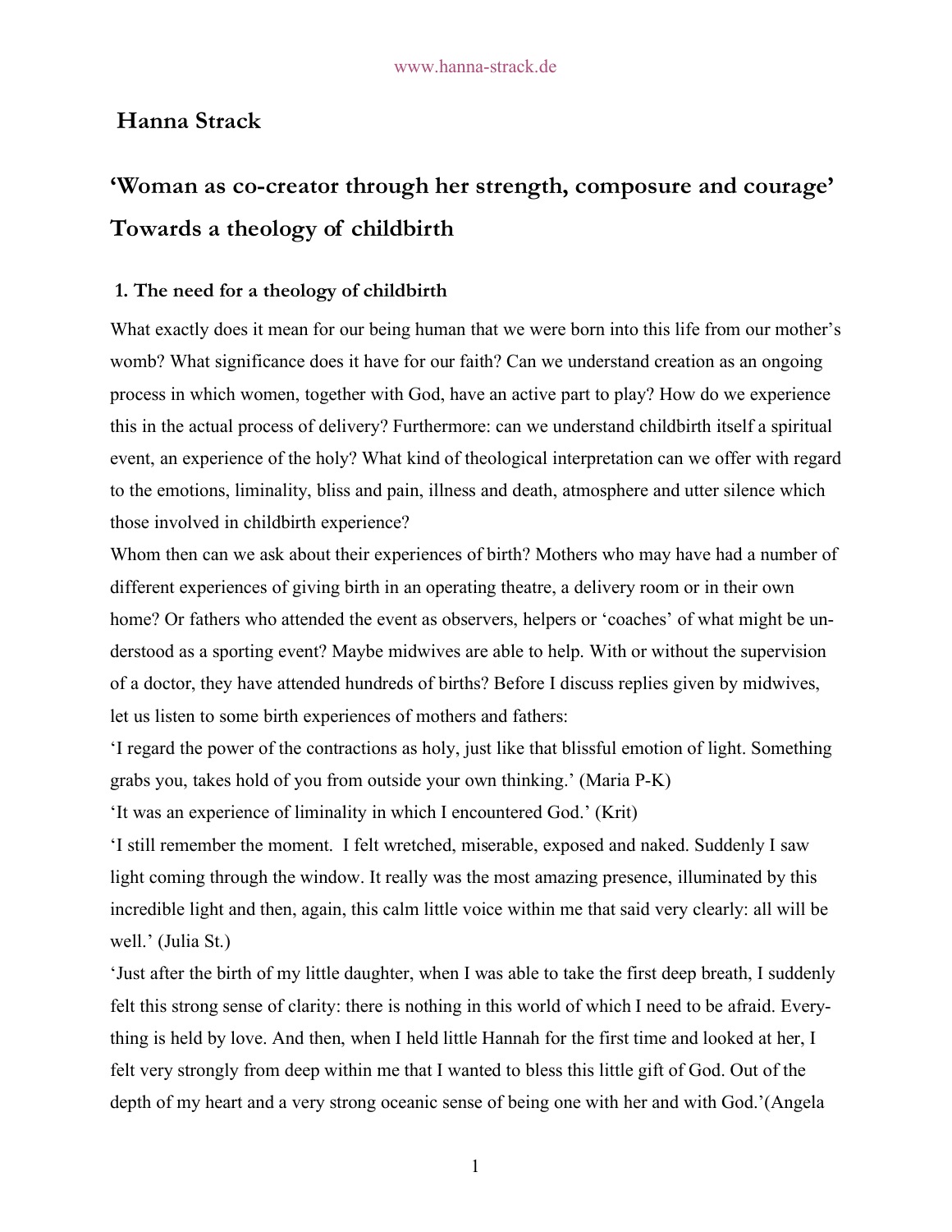# Hanna Strack

## 'Woman as co-creator through her strength, composure and courage' Towards a theology of childbirth

### 1. The need for a theology of childbirth

What exactly does it mean for our being human that we were born into this life from our mother's womb? What significance does it have for our faith? Can we understand creation as an ongoing process in which women, together with God, have an active part to play? How do we experience this in the actual process of delivery? Furthermore: can we understand childbirth itself a spiritual event, an experience of the holy? What kind of theological interpretation can we offer with regard to the emotions, liminality, bliss and pain, illness and death, atmosphere and utter silence which those involved in childbirth experience?

Whom then can we ask about their experiences of birth? Mothers who may have had a number of different experiences of giving birth in an operating theatre, a delivery room or in their own home? Or fathers who attended the event as observers, helpers or 'coaches' of what might be understood as a sporting event? Maybe midwives are able to help. With or without the supervision of a doctor, they have attended hundreds of births? Before I discuss replies given by midwives, let us listen to some birth experiences of mothers and fathers:

'I regard the power of the contractions as holy, just like that blissful emotion of light. Something grabs you, takes hold of you from outside your own thinking.' (Maria P-K)

'It was an experience of liminality in which I encountered God.' (Krit)

'I still remember the moment. I felt wretched, miserable, exposed and naked. Suddenly I saw light coming through the window. It really was the most amazing presence, illuminated by this incredible light and then, again, this calm little voice within me that said very clearly: all will be well.' (Julia St.)

'Just after the birth of my little daughter, when I was able to take the first deep breath, I suddenly felt this strong sense of clarity: there is nothing in this world of which I need to be afraid. Everything is held by love. And then, when I held little Hannah for the first time and looked at her, I felt very strongly from deep within me that I wanted to bless this little gift of God. Out of the depth of my heart and a very strong oceanic sense of being one with her and with God.'(Angela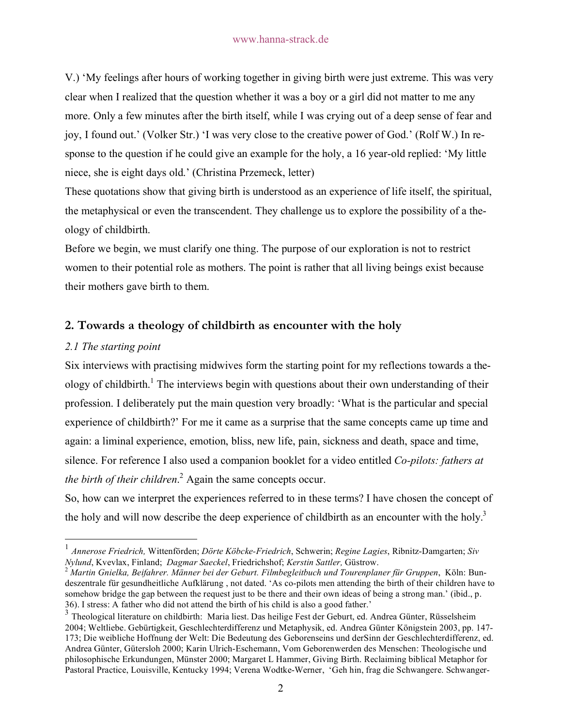V.) ‘My feelings after hours of working together in giving birth were just extreme. This was very clear when I realized that the question whether it was a boy or a girl did not matter to me any more. Only a few minutes after the birth itself, while I was crying out of a deep sense of fear and joy, I found out.’ (Volker Str.) ‘I was very close to the creative power of God.’ (Rolf W.) In response to the question if he could give an example for the holy, a 16 year-old replied: ‘My little niece, she is eight days old.’ (Christina Przemeck, letter)

These quotations show that giving birth is understood as an experience of life itself, the spiritual, the metaphysical or even the transcendent. They challenge us to explore the possibility of a theology of childbirth.

Before we begin, we must clarify one thing. The purpose of our exploration is not to restrict women to their potential role as mothers. The point is rather that all living beings exist because their mothers gave birth to them.

## 2. Towards a theology of childbirth as encounter with the holy

### *2.1 The starting point*

Six interviews with practising midwives form the starting point for my reflections towards a theology of childbirth.[1] The interviews begin with questions about their own understanding of their profession. I deliberately put the main question very broadly: ‘What is the particular and special experience of childbirth?’ For me it came as a surprise that the same concepts came up time and again: a liminal experience, emotion, bliss, new life, pain, sickness and death, space and time, silence. For reference I also used a companion booklet for a video entitled *Co-pilots: fathers at the birth of their children*.[2] Again the same concepts occur.

So, how can we interpret the experiences referred to in these terms? I have chosen the concept of the holy and will now describe the deep experience of childbirth as an encounter with the holy.[3]

---

[1] *Annerose Friedrich,* Wittenförden; *Dörte Köbcke-Friedrich*, Schwerin; *Regine Lagies*, Ribnitz-Damgarten; *Siv Nylund*, Kvevlax, Finland; *Dagmar Saeckel*, Friedrichshof; *Kerstin Sattler,* Güstrow.

[2] *Martin Gnielka, Beifahrer. Männer bei der Geburt. Filmbegleitbuch und Tourenplaner für Gruppen*, Köln: Bundeszentrale für gesundheitliche Aufklärung , not dated. ‘As co-pilots men attending the birth of their children have to somehow bridge the gap between the request just to be there and their own ideas of being a strong man.’ (ibid., p. 36). I stress: A father who did not attend the birth of his child is also a good father.’

[3] Theological literature on childbirth: Maria liest. Das heilige Fest der Geburt, ed. Andrea Günter, Rüsselsheim 2004; Weltliebe. Gebürtigkeit, Geschlechterdifferenz und Metaphysik, ed. Andrea Günter Königstein 2003, pp. 147-173; Die weibliche Hoffnung der Welt: Die Bedeutung des Geborenseins und derSinn der Geschlechterdifferenz, ed. Andrea Günter, Gütersloh 2000; Karin Ulrich-Eschemann, Vom Geborenwerden des Menschen: Theologische und philosophische Erkundungen, Münster 2000; Margaret L Hammer, Giving Birth. Reclaiming biblical Metaphor for Pastoral Practice, Louisville, Kentucky 1994; Verena Wodtke-Werner, ‘Geh hin, frag die Schwangere. Schwanger-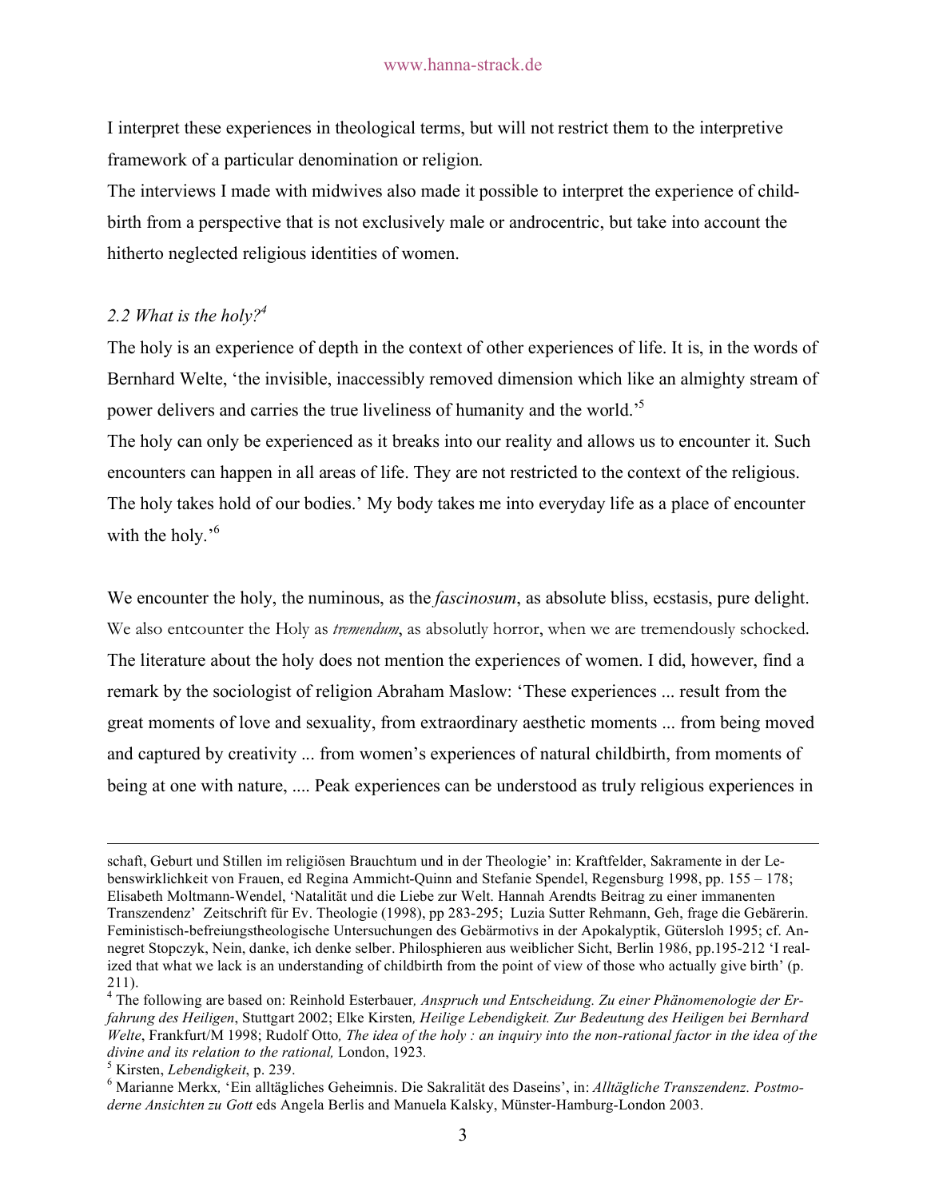I interpret these experiences in theological terms, but will not restrict them to the interpretive framework of a particular denomination or religion.
The interviews I made with midwives also made it possible to interpret the experience of child-birth from a perspective that is not exclusively male or androcentric, but take into account the hitherto neglected religious identities of women.

## *2.2 What is the holy?*[4]

The holy is an experience of depth in the context of other experiences of life. It is, in the words of Bernhard Welte, 'the invisible, inaccessibly removed dimension which like an almighty stream of power delivers and carries the true liveliness of humanity and the world.'[5]
The holy can only be experienced as it breaks into our reality and allows us to encounter it. Such encounters can happen in all areas of life. They are not restricted to the context of the religious. The holy takes hold of our bodies.' My body takes me into everyday life as a place of encounter with the holy.'[6]

We encounter the holy, the numinous, as the *fascinosum*, as absolute bliss, ecstasis, pure delight. We also entcounter the Holy as *tremendum*, as absolutly horror, when we are tremendously schocked. The literature about the holy does not mention the experiences of women. I did, however, find a remark by the sociologist of religion Abraham Maslow: 'These experiences ... result from the great moments of love and sexuality, from extraordinary aesthetic moments ... from being moved and captured by creativity ... from women's experiences of natural childbirth, from moments of being at one with nature, .... Peak experiences can be understood as truly religious experiences in

---

schaft, Geburt und Stillen im religiösen Brauchtum und in der Theologie' in: Kraftfelder, Sakramente in der Lebenswirklichkeit von Frauen, ed Regina Ammicht-Quinn and Stefanie Spendel, Regensburg 1998, pp. 155 – 178; Elisabeth Moltmann-Wendel, 'Natalität und die Liebe zur Welt. Hannah Arendts Beitrag zu einer immanenten Transzendenz' Zeitschrift für Ev. Theologie (1998), pp 283-295; Luzia Sutter Rehmann, Geh, frage die Gebärerin. Feministisch-befreiungstheologische Untersuchungen des Gebärmotivs in der Apokalyptik, Gütersloh 1995; cf. Annegret Stopczyk, Nein, danke, ich denke selber. Philosphieren aus weiblicher Sicht, Berlin 1986, pp.195-212 'I realized that what we lack is an understanding of childbirth from the point of view of those who actually give birth' (p. 211).

[4] The following are based on: Reinhold Esterbauer, *Anspruch und Entscheidung. Zu einer Phänomenologie der Erfahrung des Heiligen*, Stuttgart 2002; Elke Kirsten, *Heilige Lebendigkeit. Zur Bedeutung des Heiligen bei Bernhard Welte*, Frankfurt/M 1998; Rudolf Otto, *The idea of the holy : an inquiry into the non-rational factor in the idea of the divine and its relation to the rational,* London, 1923.

[5] Kirsten, *Lebendigkeit*, p. 239.

[6] Marianne Merkx, 'Ein alltägliches Geheimnis. Die Sakralität des Daseins', in: *Alltägliche Transzendenz. Postmoderne Ansichten zu Gott* eds Angela Berlis and Manuela Kalsky, Münster-Hamburg-London 2003.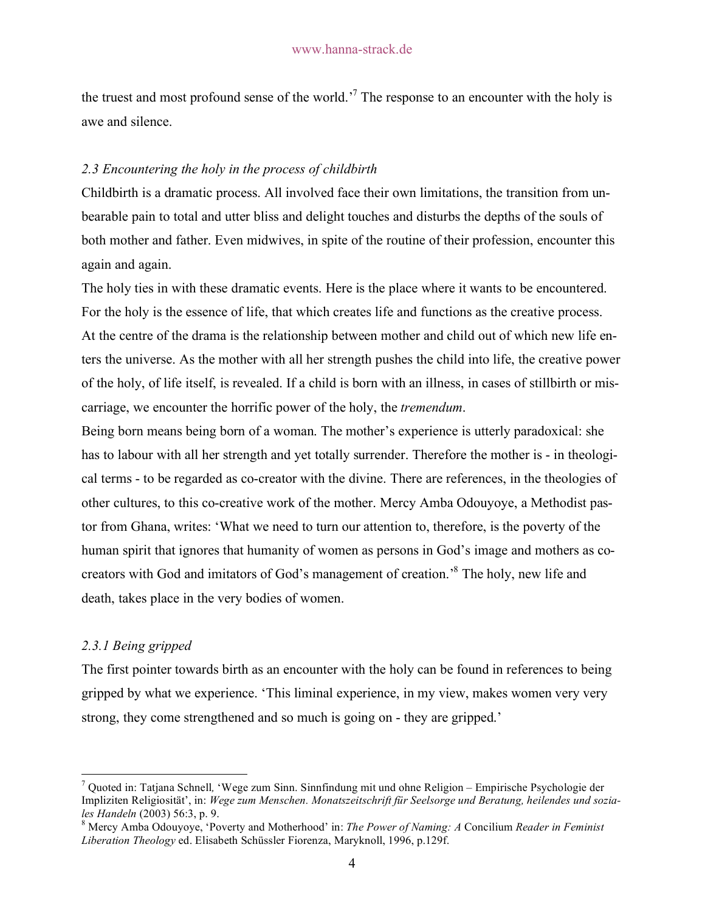the truest and most profound sense of the world.'[7] The response to an encounter with the holy is awe and silence.

### *2.3 Encountering the holy in the process of childbirth*

Childbirth is a dramatic process. All involved face their own limitations, the transition from unbearable pain to total and utter bliss and delight touches and disturbs the depths of the souls of both mother and father. Even midwives, in spite of the routine of their profession, encounter this again and again.

The holy ties in with these dramatic events. Here is the place where it wants to be encountered. For the holy is the essence of life, that which creates life and functions as the creative process. At the centre of the drama is the relationship between mother and child out of which new life enters the universe. As the mother with all her strength pushes the child into life, the creative power of the holy, of life itself, is revealed. If a child is born with an illness, in cases of stillbirth or miscarriage, we encounter the horrific power of the holy, the *tremendum*.

Being born means being born of a woman. The mother's experience is utterly paradoxical: she has to labour with all her strength and yet totally surrender. Therefore the mother is - in theological terms - to be regarded as co-creator with the divine. There are references, in the theologies of other cultures, to this co-creative work of the mother. Mercy Amba Odouyoye, a Methodist pastor from Ghana, writes: 'What we need to turn our attention to, therefore, is the poverty of the human spirit that ignores that humanity of women as persons in God's image and mothers as co-creators with God and imitators of God's management of creation.'[8] The holy, new life and death, takes place in the very bodies of women.

#### *2.3.1 Being gripped*

The first pointer towards birth as an encounter with the holy can be found in references to being gripped by what we experience. 'This liminal experience, in my view, makes women very very strong, they come strengthened and so much is going on - they are gripped.'

---

[7] Quoted in: Tatjana Schnell, 'Wege zum Sinn. Sinnfindung mit und ohne Religion – Empirische Psychologie der Impliziten Religiosität', in: *Wege zum Menschen. Monatszeitschrift für Seelsorge und Beratung, heilendes und soziales Handeln* (2003) 56:3, p. 9.

[8] Mercy Amba Odouyoye, 'Poverty and Motherhood' in: *The Power of Naming: A* Concilium *Reader in Feminist Liberation Theology* ed. Elisabeth Schüssler Fiorenza, Maryknoll, 1996, p.129f.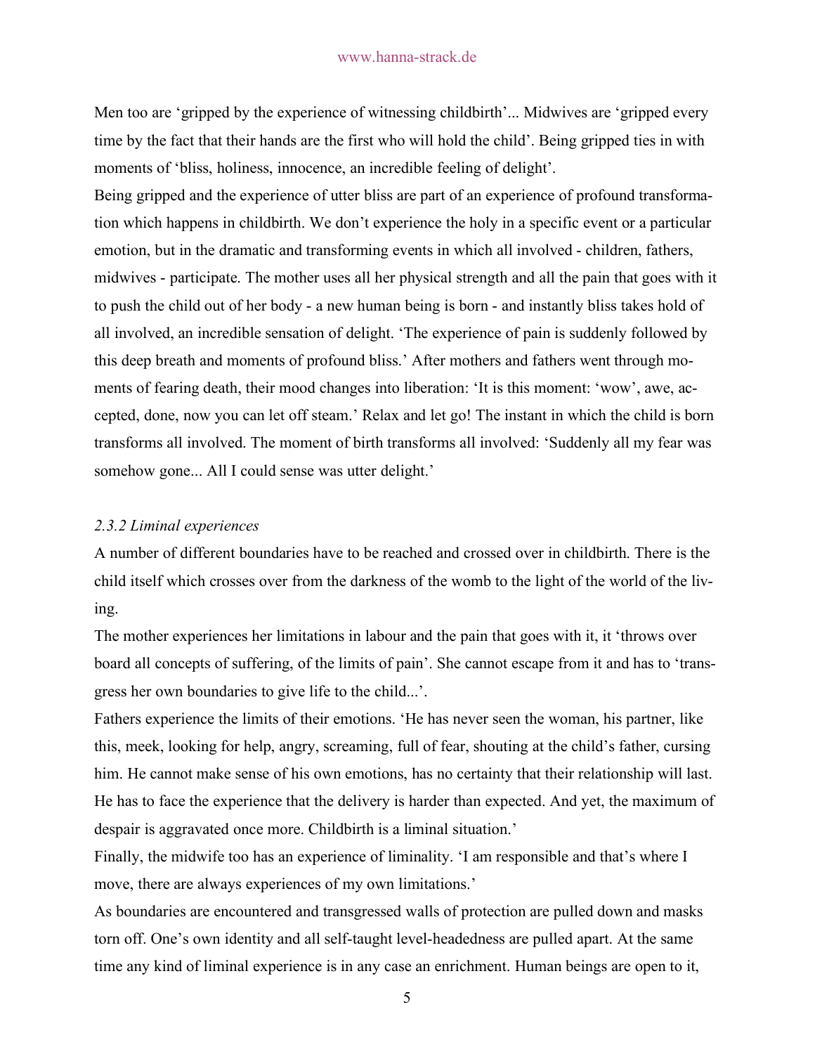Men too are 'gripped by the experience of witnessing childbirth'... Midwives are 'gripped every time by the fact that their hands are the first who will hold the child'. Being gripped ties in with moments of 'bliss, holiness, innocence, an incredible feeling of delight'.

Being gripped and the experience of utter bliss are part of an experience of profound transformation which happens in childbirth. We don't experience the holy in a specific event or a particular emotion, but in the dramatic and transforming events in which all involved - children, fathers, midwives - participate. The mother uses all her physical strength and all the pain that goes with it to push the child out of her body - a new human being is born - and instantly bliss takes hold of all involved, an incredible sensation of delight. 'The experience of pain is suddenly followed by this deep breath and moments of profound bliss.' After mothers and fathers went through moments of fearing death, their mood changes into liberation: 'It is this moment: 'wow', awe, accepted, done, now you can let off steam.' Relax and let go! The instant in which the child is born transforms all involved. The moment of birth transforms all involved: 'Suddenly all my fear was somehow gone... All I could sense was utter delight.'

### *2.3.2 Liminal experiences*

A number of different boundaries have to be reached and crossed over in childbirth. There is the child itself which crosses over from the darkness of the womb to the light of the world of the living.

The mother experiences her limitations in labour and the pain that goes with it, it 'throws over board all concepts of suffering, of the limits of pain'. She cannot escape from it and has to 'transgress her own boundaries to give life to the child...'.

Fathers experience the limits of their emotions. 'He has never seen the woman, his partner, like this, meek, looking for help, angry, screaming, full of fear, shouting at the child's father, cursing him. He cannot make sense of his own emotions, has no certainty that their relationship will last. He has to face the experience that the delivery is harder than expected. And yet, the maximum of despair is aggravated once more. Childbirth is a liminal situation.'

Finally, the midwife too has an experience of liminality. 'I am responsible and that's where I move, there are always experiences of my own limitations.'

As boundaries are encountered and transgressed walls of protection are pulled down and masks torn off. One's own identity and all self-taught level-headedness are pulled apart. At the same time any kind of liminal experience is in any case an enrichment. Human beings are open to it,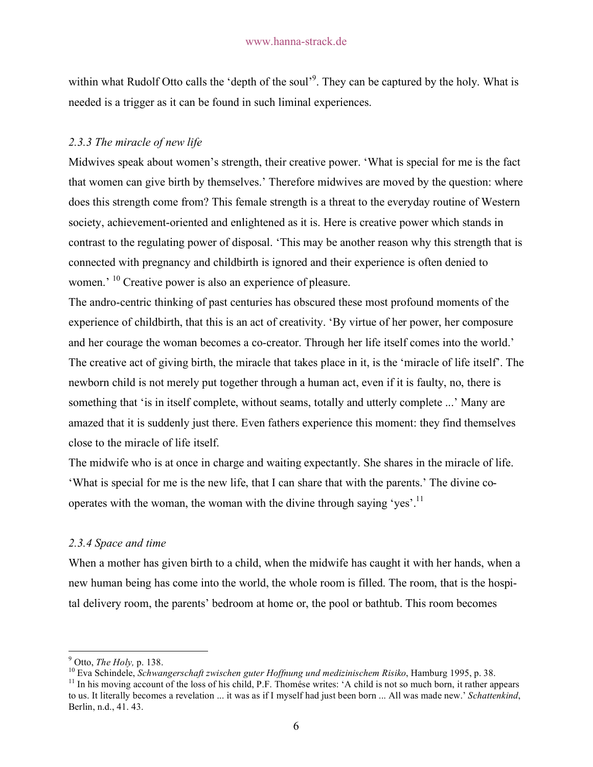within what Rudolf Otto calls the 'depth of the soul'[9]. They can be captured by the holy. What is needed is a trigger as it can be found in such liminal experiences.

### *2.3.3 The miracle of new life*

Midwives speak about women's strength, their creative power. 'What is special for me is the fact that women can give birth by themselves.' Therefore midwives are moved by the question: where does this strength come from? This female strength is a threat to the everyday routine of Western society, achievement-oriented and enlightened as it is. Here is creative power which stands in contrast to the regulating power of disposal. 'This may be another reason why this strength that is connected with pregnancy and childbirth is ignored and their experience is often denied to women.' [10] Creative power is also an experience of pleasure.

The andro-centric thinking of past centuries has obscured these most profound moments of the experience of childbirth, that this is an act of creativity. 'By virtue of her power, her composure and her courage the woman becomes a co-creator. Through her life itself comes into the world.' The creative act of giving birth, the miracle that takes place in it, is the 'miracle of life itself'. The newborn child is not merely put together through a human act, even if it is faulty, no, there is something that 'is in itself complete, without seams, totally and utterly complete ...' Many are amazed that it is suddenly just there. Even fathers experience this moment: they find themselves close to the miracle of life itself.

The midwife who is at once in charge and waiting expectantly. She shares in the miracle of life. 'What is special for me is the new life, that I can share that with the parents.' The divine co-operates with the woman, the woman with the divine through saying 'yes'.[11]

### *2.3.4 Space and time*

When a mother has given birth to a child, when the midwife has caught it with her hands, when a new human being has come into the world, the whole room is filled. The room, that is the hospital delivery room, the parents' bedroom at home or, the pool or bathtub. This room becomes

---

[9] Otto, *The Holy,* p. 138.

[10] Eva Schindele, *Schwangerschaft zwischen guter Hoffnung und medizinischem Risiko*, Hamburg 1995, p. 38.

[11] In his moving account of the loss of his child, P.F. Thomése writes: 'A child is not so much born, it rather appears to us. It literally becomes a revelation ... it was as if I myself had just been born ... All was made new.' *Schattenkind*, Berlin, n.d., 41. 43.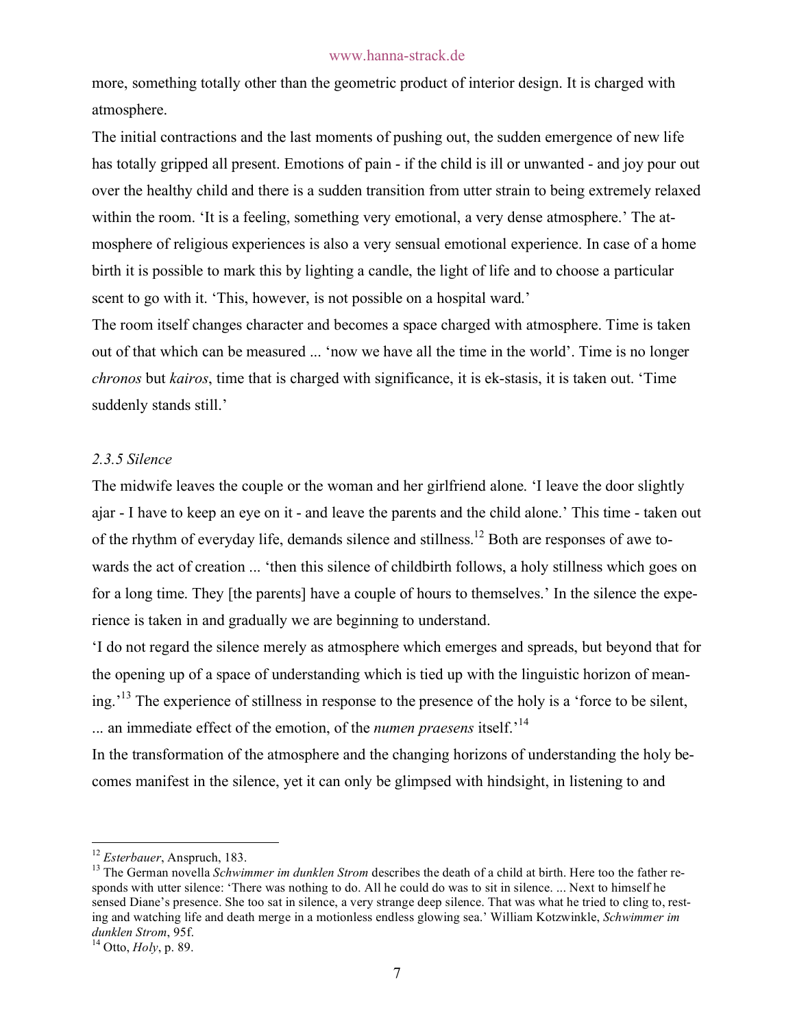more, something totally other than the geometric product of interior design. It is charged with atmosphere.

The initial contractions and the last moments of pushing out, the sudden emergence of new life has totally gripped all present. Emotions of pain - if the child is ill or unwanted - and joy pour out over the healthy child and there is a sudden transition from utter strain to being extremely relaxed within the room. 'It is a feeling, something very emotional, a very dense atmosphere.' The atmosphere of religious experiences is also a very sensual emotional experience. In case of a home birth it is possible to mark this by lighting a candle, the light of life and to choose a particular scent to go with it. 'This, however, is not possible on a hospital ward.'

The room itself changes character and becomes a space charged with atmosphere. Time is taken out of that which can be measured ... 'now we have all the time in the world'. Time is no longer *chronos* but *kairos*, time that is charged with significance, it is ek-stasis, it is taken out. 'Time suddenly stands still.'

### *2.3.5 Silence*

The midwife leaves the couple or the woman and her girlfriend alone. 'I leave the door slightly ajar - I have to keep an eye on it - and leave the parents and the child alone.' This time - taken out of the rhythm of everyday life, demands silence and stillness.[12] Both are responses of awe towards the act of creation ... 'then this silence of childbirth follows, a holy stillness which goes on for a long time. They [the parents] have a couple of hours to themselves.' In the silence the experience is taken in and gradually we are beginning to understand.

'I do not regard the silence merely as atmosphere which emerges and spreads, but beyond that for the opening up of a space of understanding which is tied up with the linguistic horizon of meaning.'[13] The experience of stillness in response to the presence of the holy is a 'force to be silent, ... an immediate effect of the emotion, of the *numen praesens* itself.'[14]

In the transformation of the atmosphere and the changing horizons of understanding the holy becomes manifest in the silence, yet it can only be glimpsed with hindsight, in listening to and

---

[12] *Esterbauer*, Anspruch, 183.

[13] The German novella *Schwimmer im dunklen Strom* describes the death of a child at birth. Here too the father responds with utter silence: 'There was nothing to do. All he could do was to sit in silence. ... Next to himself he sensed Diane's presence. She too sat in silence, a very strange deep silence. That was what he tried to cling to, resting and watching life and death merge in a motionless endless glowing sea.' William Kotzwinkle, *Schwimmer im dunklen Strom*, 95f.

[14] Otto, *Holy*, p. 89.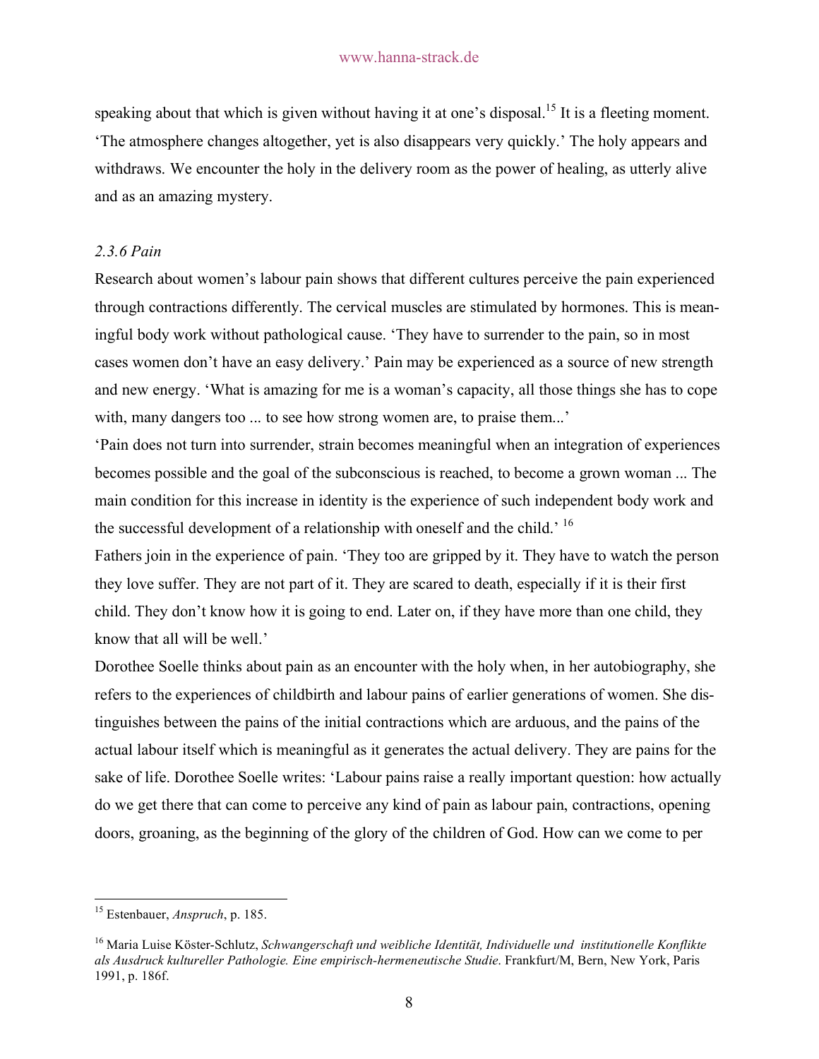speaking about that which is given without having it at one's disposal.[15] It is a fleeting moment. 'The atmosphere changes altogether, yet is also disappears very quickly.' The holy appears and withdraws. We encounter the holy in the delivery room as the power of healing, as utterly alive and as an amazing mystery.

### *2.3.6 Pain*

Research about women's labour pain shows that different cultures perceive the pain experienced through contractions differently. The cervical muscles are stimulated by hormones. This is meaningful body work without pathological cause. 'They have to surrender to the pain, so in most cases women don't have an easy delivery.' Pain may be experienced as a source of new strength and new energy. 'What is amazing for me is a woman's capacity, all those things she has to cope with, many dangers too ... to see how strong women are, to praise them...'

'Pain does not turn into surrender, strain becomes meaningful when an integration of experiences becomes possible and the goal of the subconscious is reached, to become a grown woman ... The main condition for this increase in identity is the experience of such independent body work and the successful development of a relationship with oneself and the child.' [16]

Fathers join in the experience of pain. 'They too are gripped by it. They have to watch the person they love suffer. They are not part of it. They are scared to death, especially if it is their first child. They don't know how it is going to end. Later on, if they have more than one child, they know that all will be well.'

Dorothee Soelle thinks about pain as an encounter with the holy when, in her autobiography, she refers to the experiences of childbirth and labour pains of earlier generations of women. She distinguishes between the pains of the initial contractions which are arduous, and the pains of the actual labour itself which is meaningful as it generates the actual delivery. They are pains for the sake of life. Dorothee Soelle writes: 'Labour pains raise a really important question: how actually do we get there that can come to perceive any kind of pain as labour pain, contractions, opening doors, groaning, as the beginning of the glory of the children of God. How can we come to per

---

[15] Estenbauer, *Anspruch*, p. 185.

[16] Maria Luise Köster-Schlutz, *Schwangerschaft und weibliche Identität, Individuelle und institutionelle Konflikte als Ausdruck kultureller Pathologie. Eine empirisch-hermeneutische Studie*. Frankfurt/M, Bern, New York, Paris 1991, p. 186f.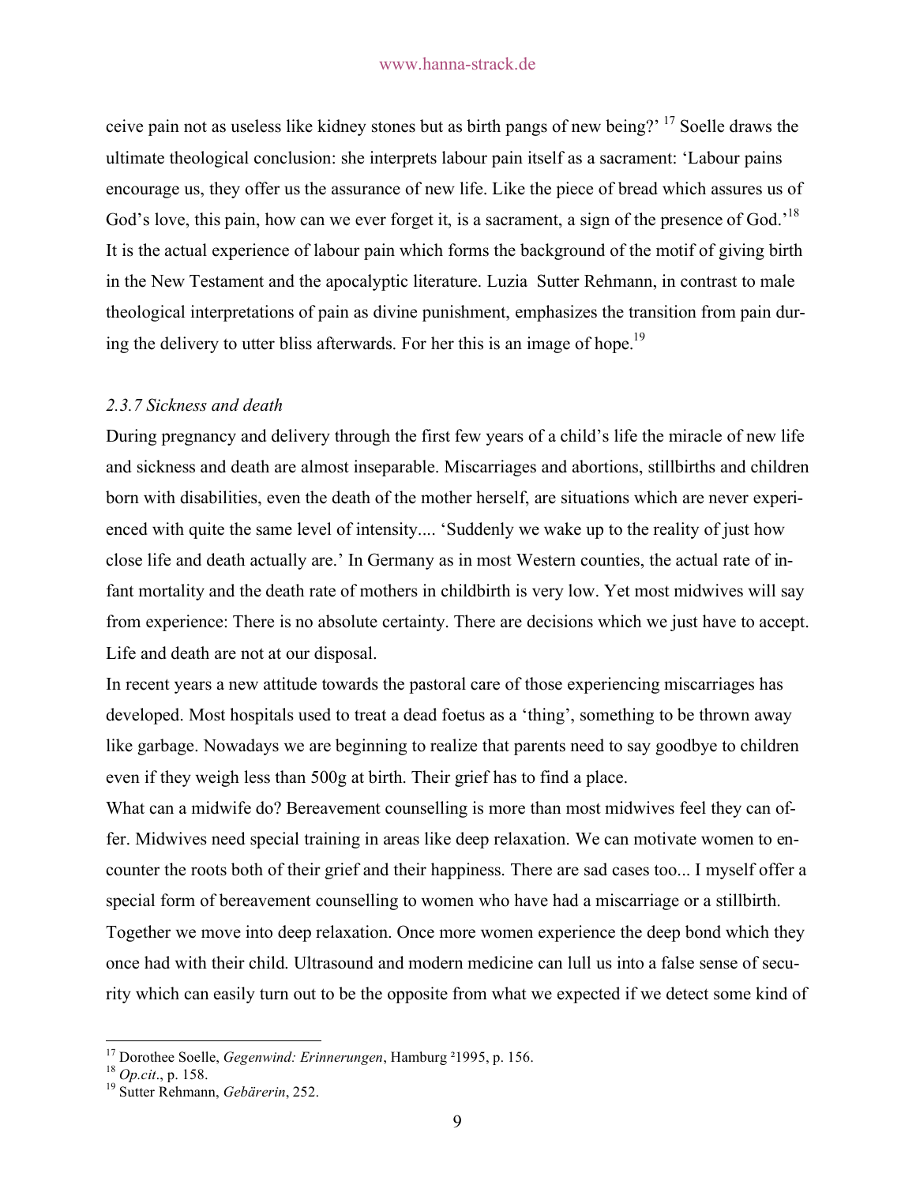ceive pain not as useless like kidney stones but as birth pangs of new being?' [17] Soelle draws the ultimate theological conclusion: she interprets labour pain itself as a sacrament: 'Labour pains encourage us, they offer us the assurance of new life. Like the piece of bread which assures us of God's love, this pain, how can we ever forget it, is a sacrament, a sign of the presence of God.'[18] It is the actual experience of labour pain which forms the background of the motif of giving birth in the New Testament and the apocalyptic literature. Luzia Sutter Rehmann, in contrast to male theological interpretations of pain as divine punishment, emphasizes the transition from pain during the delivery to utter bliss afterwards. For her this is an image of hope.[19]

### *2.3.7 Sickness and death*

During pregnancy and delivery through the first few years of a child's life the miracle of new life and sickness and death are almost inseparable. Miscarriages and abortions, stillbirths and children born with disabilities, even the death of the mother herself, are situations which are never experienced with quite the same level of intensity.... 'Suddenly we wake up to the reality of just how close life and death actually are.' In Germany as in most Western counties, the actual rate of infant mortality and the death rate of mothers in childbirth is very low. Yet most midwives will say from experience: There is no absolute certainty. There are decisions which we just have to accept. Life and death are not at our disposal.

In recent years a new attitude towards the pastoral care of those experiencing miscarriages has developed. Most hospitals used to treat a dead foetus as a 'thing', something to be thrown away like garbage. Nowadays we are beginning to realize that parents need to say goodbye to children even if they weigh less than 500g at birth. Their grief has to find a place.

What can a midwife do? Bereavement counselling is more than most midwives feel they can offer. Midwives need special training in areas like deep relaxation. We can motivate women to encounter the roots both of their grief and their happiness. There are sad cases too... I myself offer a special form of bereavement counselling to women who have had a miscarriage or a stillbirth. Together we move into deep relaxation. Once more women experience the deep bond which they once had with their child. Ultrasound and modern medicine can lull us into a false sense of security which can easily turn out to be the opposite from what we expected if we detect some kind of

---

[17] Dorothee Soelle, *Gegenwind: Erinnerungen*, Hamburg ²1995, p. 156.

[18] *Op.cit*., p. 158.

[19] Sutter Rehmann, *Gebärerin*, 252.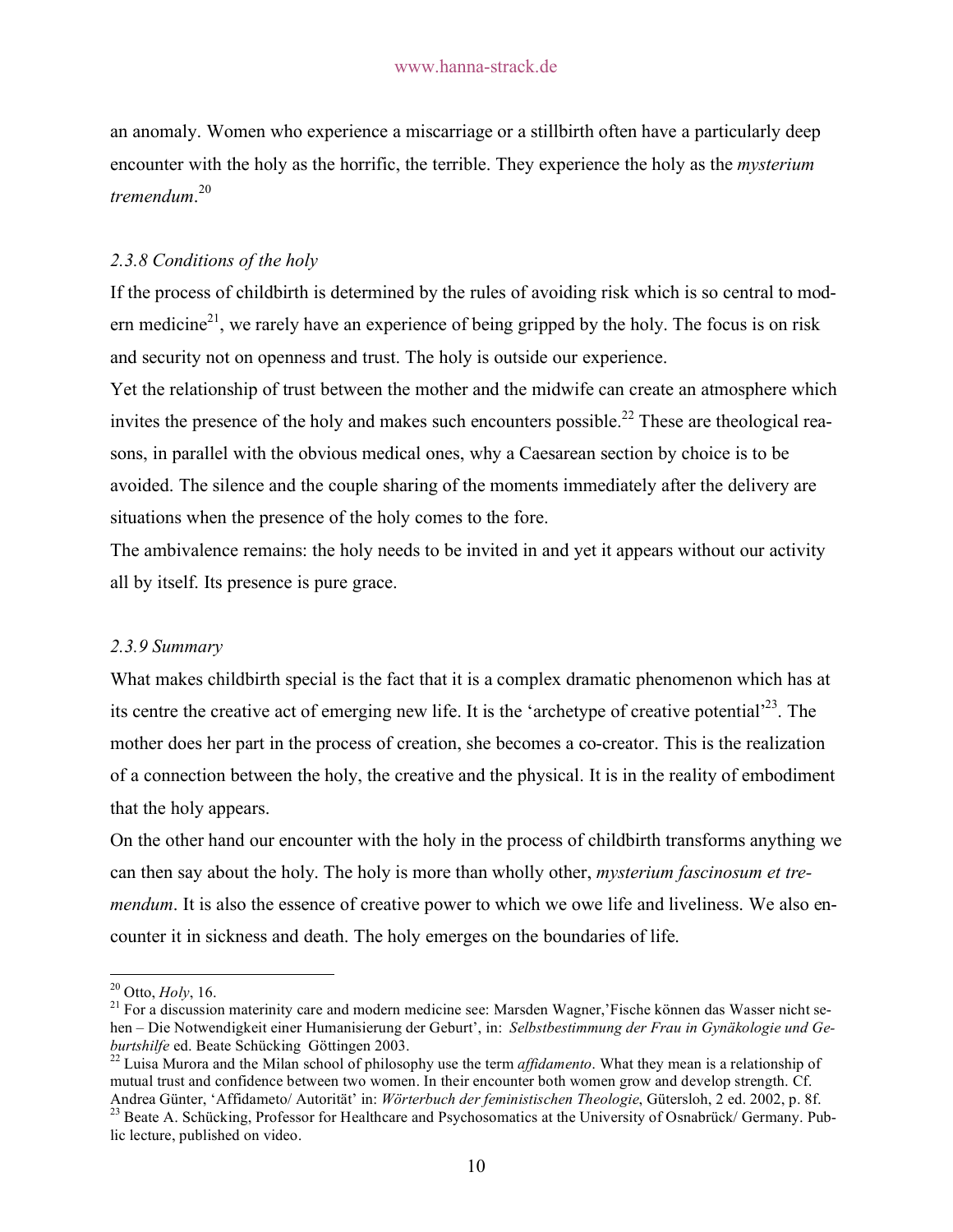an anomaly. Women who experience a miscarriage or a stillbirth often have a particularly deep encounter with the holy as the horrific, the terrible. They experience the holy as the *mysterium tremendum*.[20]

### *2.3.8 Conditions of the holy*

If the process of childbirth is determined by the rules of avoiding risk which is so central to modern medicine[21], we rarely have an experience of being gripped by the holy. The focus is on risk and security not on openness and trust. The holy is outside our experience.

Yet the relationship of trust between the mother and the midwife can create an atmosphere which invites the presence of the holy and makes such encounters possible.[22] These are theological reasons, in parallel with the obvious medical ones, why a Caesarean section by choice is to be avoided. The silence and the couple sharing of the moments immediately after the delivery are situations when the presence of the holy comes to the fore.

The ambivalence remains: the holy needs to be invited in and yet it appears without our activity all by itself. Its presence is pure grace.

### *2.3.9 Summary*

What makes childbirth special is the fact that it is a complex dramatic phenomenon which has at its centre the creative act of emerging new life. It is the 'archetype of creative potential'[23]. The mother does her part in the process of creation, she becomes a co-creator. This is the realization of a connection between the holy, the creative and the physical. It is in the reality of embodiment that the holy appears.

On the other hand our encounter with the holy in the process of childbirth transforms anything we can then say about the holy. The holy is more than wholly other, *mysterium fascinosum et tremendum*. It is also the essence of creative power to which we owe life and liveliness. We also encounter it in sickness and death. The holy emerges on the boundaries of life.

---

[20] Otto, *Holy*, 16.

[21] For a discussion materinity care and modern medicine see: Marsden Wagner,'Fische können das Wasser nicht sehen – Die Notwendigkeit einer Humanisierung der Geburt', in: *Selbstbestimmung der Frau in Gynäkologie und Geburtshilfe* ed. Beate Schücking Göttingen 2003.

[22] Luisa Murora and the Milan school of philosophy use the term *affidamento*. What they mean is a relationship of mutual trust and confidence between two women. In their encounter both women grow and develop strength. Cf. Andrea Günter, 'Affidameto/ Autorität' in: *Wörterbuch der feministischen Theologie*, Gütersloh, 2 ed. 2002, p. 8f.

[23] Beate A. Schücking, Professor for Healthcare and Psychosomatics at the University of Osnabrück/ Germany. Public lecture, published on video.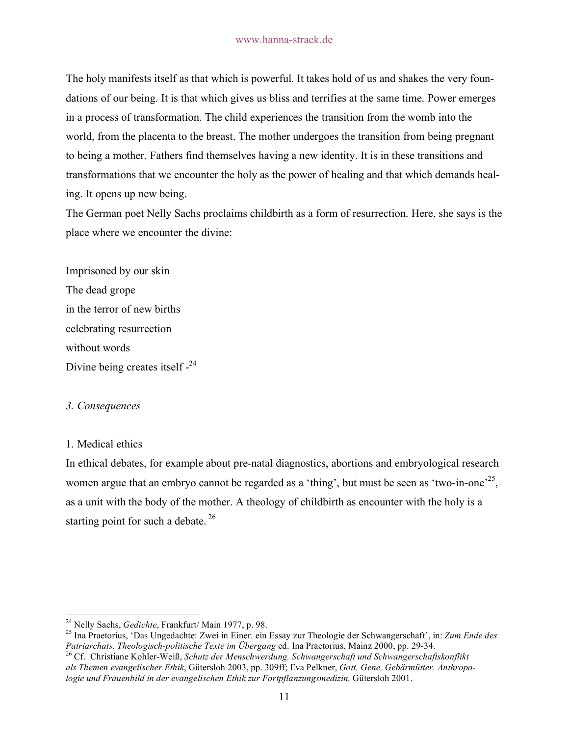The holy manifests itself as that which is powerful. It takes hold of us and shakes the very foundations of our being. It is that which gives us bliss and terrifies at the same time. Power emerges in a process of transformation. The child experiences the transition from the womb into the world, from the placenta to the breast. The mother undergoes the transition from being pregnant to being a mother. Fathers find themselves having a new identity. It is in these transitions and transformations that we encounter the holy as the power of healing and that which demands healing. It opens up new being.

The German poet Nelly Sachs proclaims childbirth as a form of resurrection. Here, she says is the place where we encounter the divine:

Imprisoned by our skin
The dead grope
in the terror of new births
celebrating resurrection
without words
Divine being creates itself -[24]

*3. Consequences*

1. Medical ethics

In ethical debates, for example about pre-natal diagnostics, abortions and embryological research women argue that an embryo cannot be regarded as a 'thing', but must be seen as 'two-in-one'[25], as a unit with the body of the mother. A theology of childbirth as encounter with the holy is a starting point for such a debate.[26]

---

[24] Nelly Sachs, *Gedichte*, Frankfurt/ Main 1977, p. 98.

[25] Ina Praetorius, 'Das Ungedachte: Zwei in Einer. ein Essay zur Theologie der Schwangerschaft', in: *Zum Ende des Patriarchats. Theologisch-politische Texte im Übergang* ed. Ina Praetorius, Mainz 2000, pp. 29-34.

[26] Cf. Christiane Kohler-Weiß, *Schutz der Menschwerdung. Schwangerschaft und Schwangerschaftskonflikt als Themen evangelischer Ethik*, Gütersloh 2003, pp. 309ff; Eva Pelkner, *Gott, Gene, Gebärmütter. Anthropologie und Frauenbild in der evangelischen Ethik zur Fortpflanzungsmedizin,* Gütersloh 2001.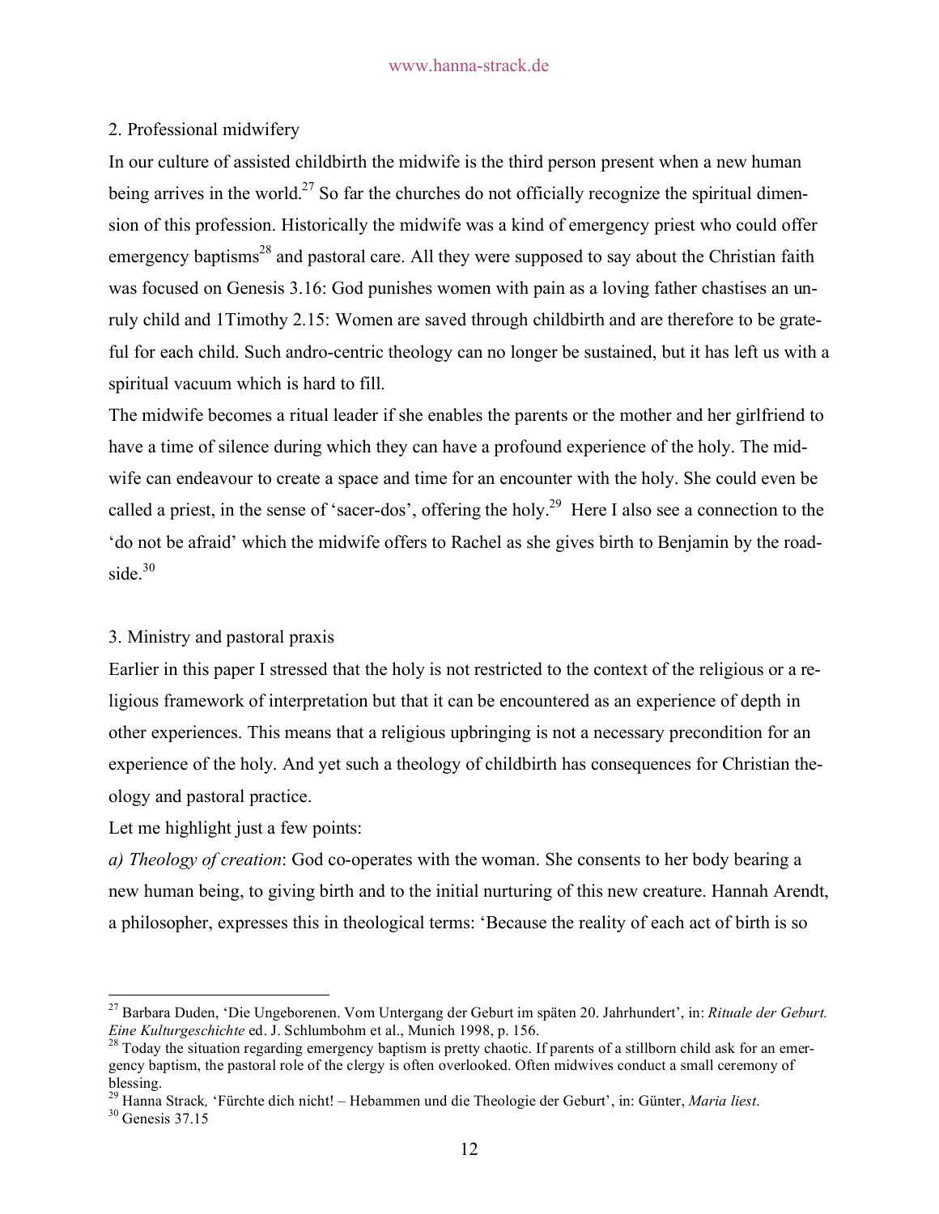## 2. Professional midwifery

In our culture of assisted childbirth the midwife is the third person present when a new human being arrives in the world.[27] So far the churches do not officially recognize the spiritual dimension of this profession. Historically the midwife was a kind of emergency priest who could offer emergency baptisms[28] and pastoral care. All they were supposed to say about the Christian faith was focused on Genesis 3.16: God punishes women with pain as a loving father chastises an unruly child and 1Timothy 2.15: Women are saved through childbirth and are therefore to be grateful for each child. Such andro-centric theology can no longer be sustained, but it has left us with a spiritual vacuum which is hard to fill.

The midwife becomes a ritual leader if she enables the parents or the mother and her girlfriend to have a time of silence during which they can have a profound experience of the holy. The midwife can endeavour to create a space and time for an encounter with the holy. She could even be called a priest, in the sense of 'sacer-dos', offering the holy.[29] Here I also see a connection to the 'do not be afraid' which the midwife offers to Rachel as she gives birth to Benjamin by the roadside.[30]

## 3. Ministry and pastoral praxis

Earlier in this paper I stressed that the holy is not restricted to the context of the religious or a religious framework of interpretation but that it can be encountered as an experience of depth in other experiences. This means that a religious upbringing is not a necessary precondition for an experience of the holy. And yet such a theology of childbirth has consequences for Christian theology and pastoral practice.

Let me highlight just a few points:

*a) Theology of creation*: God co-operates with the woman. She consents to her body bearing a new human being, to giving birth and to the initial nurturing of this new creature. Hannah Arendt, a philosopher, expresses this in theological terms: 'Because the reality of each act of birth is so

---

[27] Barbara Duden, 'Die Ungeborenen. Vom Untergang der Geburt im späten 20. Jahrhundert', in: *Rituale der Geburt. Eine Kulturgeschichte* ed. J. Schlumbohm et al., Munich 1998, p. 156.

[28] Today the situation regarding emergency baptism is pretty chaotic. If parents of a stillborn child ask for an emergency baptism, the pastoral role of the clergy is often overlooked. Often midwives conduct a small ceremony of blessing.

[29] Hanna Strack, 'Fürchte dich nicht! – Hebammen und die Theologie der Geburt', in: Günter, *Maria liest*.

[30] Genesis 37.15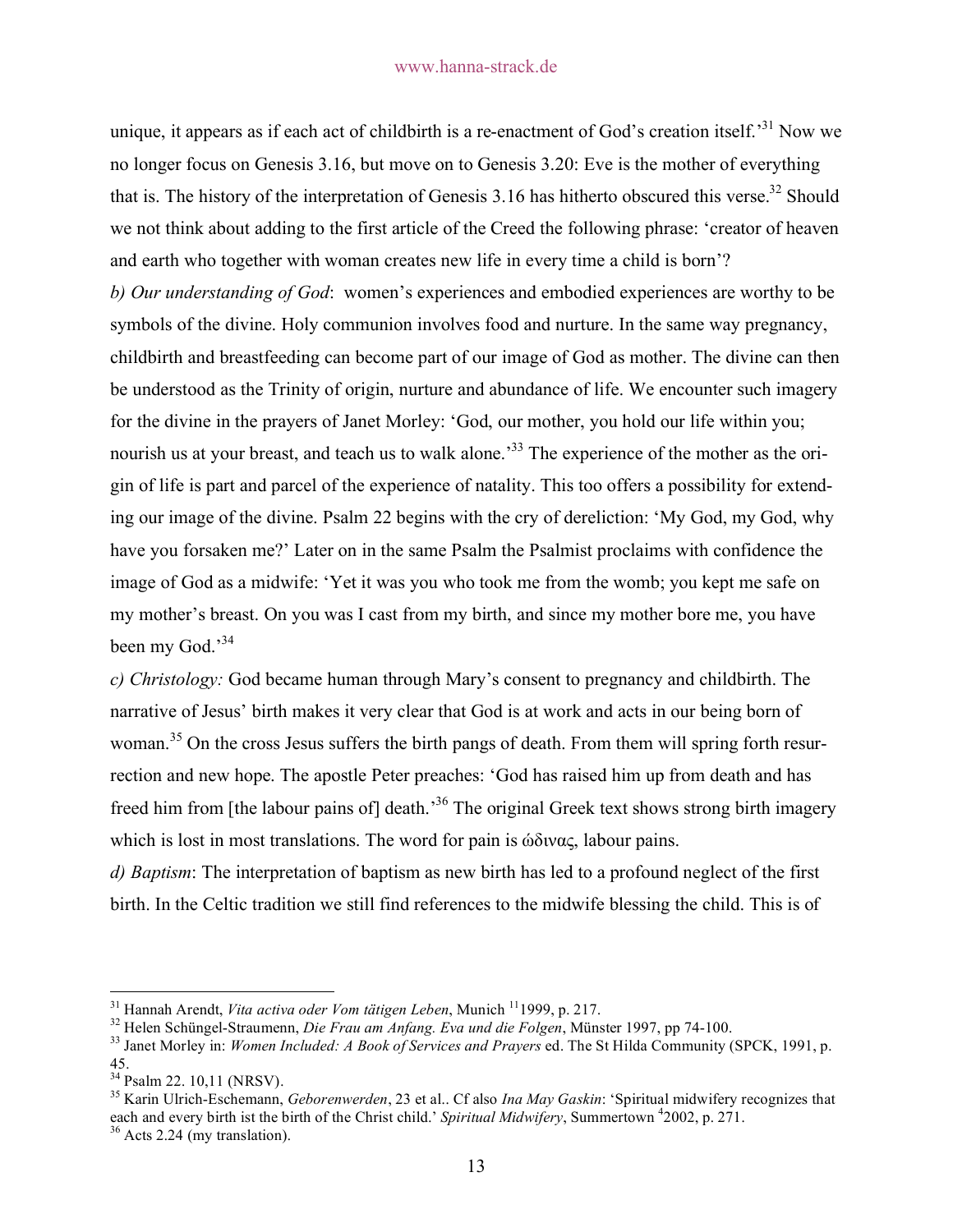unique, it appears as if each act of childbirth is a re-enactment of God's creation itself.'[31] Now we no longer focus on Genesis 3.16, but move on to Genesis 3.20: Eve is the mother of everything that is. The history of the interpretation of Genesis 3.16 has hitherto obscured this verse.[32] Should we not think about adding to the first article of the Creed the following phrase: 'creator of heaven and earth who together with woman creates new life in every time a child is born'?

*b) Our understanding of God*: women's experiences and embodied experiences are worthy to be symbols of the divine. Holy communion involves food and nurture. In the same way pregnancy, childbirth and breastfeeding can become part of our image of God as mother. The divine can then be understood as the Trinity of origin, nurture and abundance of life. We encounter such imagery for the divine in the prayers of Janet Morley: 'God, our mother, you hold our life within you; nourish us at your breast, and teach us to walk alone.'[33] The experience of the mother as the origin of life is part and parcel of the experience of natality. This too offers a possibility for extending our image of the divine. Psalm 22 begins with the cry of dereliction: 'My God, my God, why have you forsaken me?' Later on in the same Psalm the Psalmist proclaims with confidence the image of God as a midwife: 'Yet it was you who took me from the womb; you kept me safe on my mother's breast. On you was I cast from my birth, and since my mother bore me, you have been my God.'[34]

*c) Christology:* God became human through Mary's consent to pregnancy and childbirth. The narrative of Jesus' birth makes it very clear that God is at work and acts in our being born of woman.[35] On the cross Jesus suffers the birth pangs of death. From them will spring forth resurrection and new hope. The apostle Peter preaches: 'God has raised him up from death and has freed him from [the labour pains of] death.'[36] The original Greek text shows strong birth imagery which is lost in most translations. The word for pain is ώδινας, labour pains.

*d) Baptism*: The interpretation of baptism as new birth has led to a profound neglect of the first birth. In the Celtic tradition we still find references to the midwife blessing the child. This is of

---

[31] Hannah Arendt, *Vita activa oder Vom tätigen Leben*, Munich [11]1999, p. 217.

[32] Helen Schüngel-Straumenn, *Die Frau am Anfang. Eva und die Folgen*, Münster 1997, pp 74-100.

[33] Janet Morley in: *Women Included: A Book of Services and Prayers* ed. The St Hilda Community (SPCK, 1991, p. 45.

[34] Psalm 22. 10,11 (NRSV).

[35] Karin Ulrich-Eschemann, *Geborenwerden*, 23 et al.. Cf also *Ina May Gaskin*: 'Spiritual midwifery recognizes that each and every birth ist the birth of the Christ child.' *Spiritual Midwifery*, Summertown [4]2002, p. 271.

[36] Acts 2.24 (my translation).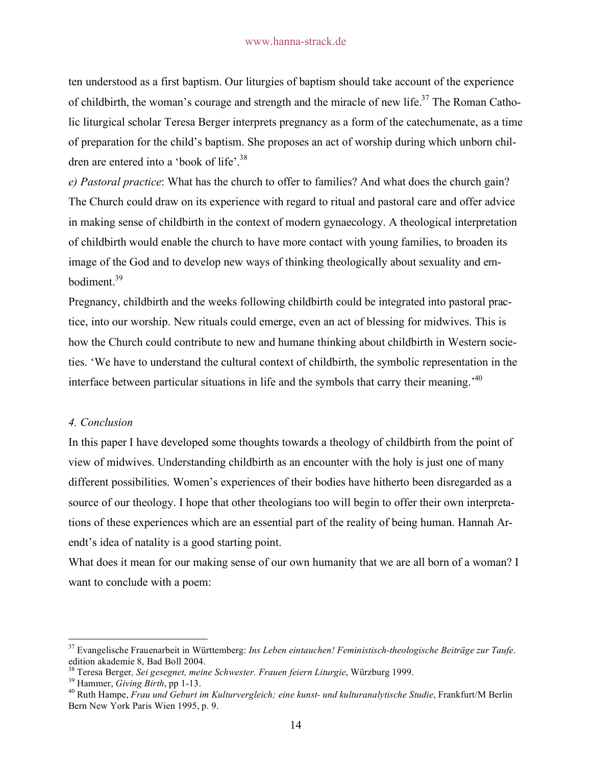ten understood as a first baptism. Our liturgies of baptism should take account of the experience of childbirth, the woman's courage and strength and the miracle of new life.[37] The Roman Catholic liturgical scholar Teresa Berger interprets pregnancy as a form of the catechumenate, as a time of preparation for the child's baptism. She proposes an act of worship during which unborn children are entered into a 'book of life'.[38]

*e) Pastoral practice*: What has the church to offer to families? And what does the church gain? The Church could draw on its experience with regard to ritual and pastoral care and offer advice in making sense of childbirth in the context of modern gynaecology. A theological interpretation of childbirth would enable the church to have more contact with young families, to broaden its image of the God and to develop new ways of thinking theologically about sexuality and embodiment.[39]

Pregnancy, childbirth and the weeks following childbirth could be integrated into pastoral practice, into our worship. New rituals could emerge, even an act of blessing for midwives. This is how the Church could contribute to new and humane thinking about childbirth in Western societies. 'We have to understand the cultural context of childbirth, the symbolic representation in the interface between particular situations in life and the symbols that carry their meaning.'[40]

*4. Conclusion*

In this paper I have developed some thoughts towards a theology of childbirth from the point of view of midwives. Understanding childbirth as an encounter with the holy is just one of many different possibilities. Women's experiences of their bodies have hitherto been disregarded as a source of our theology. I hope that other theologians too will begin to offer their own interpretations of these experiences which are an essential part of the reality of being human. Hannah Arendt's idea of natality is a good starting point.

What does it mean for our making sense of our own humanity that we are all born of a woman? I want to conclude with a poem:

---

[37] Evangelische Frauenarbeit in Württemberg: *Ins Leben eintauchen! Feministisch-theologische Beiträge zur Taufe*. edition akademie 8, Bad Boll 2004.

[38] Teresa Berger, *Sei gesegnet, meine Schwester. Frauen feiern Liturgie*, Würzburg 1999.

[39] Hammer, *Giving Birth*, pp 1-13.

[40] Ruth Hampe, *Frau und Geburt im Kulturvergleich; eine kunst- und kulturanalytische Studie*, Frankfurt/M Berlin Bern New York Paris Wien 1995, p. 9.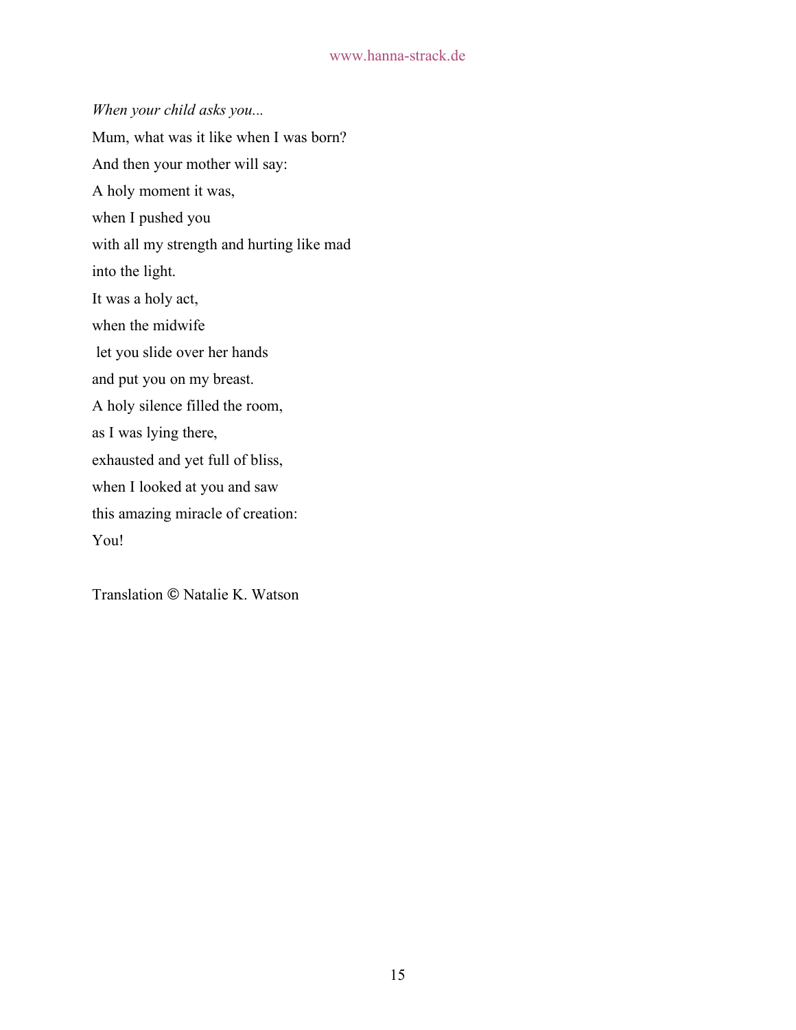*When your child asks you...*

Mum, what was it like when I was born?
And then your mother will say:
A holy moment it was,
when I pushed you
with all my strength and hurting like mad
into the light.
It was a holy act,
when the midwife
let you slide over her hands
and put you on my breast.
A holy silence filled the room,
as I was lying there,
exhausted and yet full of bliss,
when I looked at you and saw
this amazing miracle of creation:
You!

Translation © Natalie K. Watson